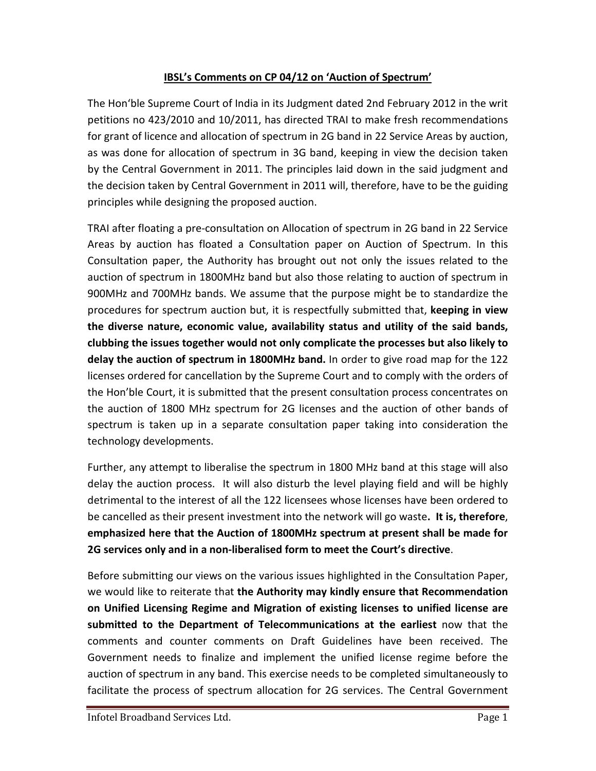# IBSL's Comments on CP 04/12 on 'Auction of Spectrum'

The Hon'ble Supreme Court of India in its Judgment dated 2nd February 2012 in the writ petitions no 423/2010 and 10/2011, has directed TRAI to make fresh recommendations for grant of licence and allocation of spectrum in 2G band in 22 Service Areas by auction, as was done for allocation of spectrum in 3G band, keeping in view the decision taken by the Central Government in 2011. The principles laid down in the said judgment and the decision taken by Central Government in 2011 will, therefore, have to be the guiding principles while designing the proposed auction.

TRAI after floating a pre-consultation on Allocation of spectrum in 2G band in 22 Service Areas by auction has floated a Consultation paper on Auction of Spectrum. In this Consultation paper, the Authority has brought out not only the issues related to the auction of spectrum in 1800MHz band but also those relating to auction of spectrum in 900MHz and 700MHz bands. We assume that the purpose might be to standardize the procedures for spectrum auction but, it is respectfully submitted that, **keeping in view the diverse nature, economic value, availability status and utility of the said bands, clubbing the issues together would not only complicate the processes but also likely to delay the auction of spectrum in 1800MHz band.** In order to give road map for the 122 licenses ordered for cancellation by the Supreme Court and to comply with the orders of the Hon'ble Court, it is submitted that the present consultation process concentrates on the auction of 1800 MHz spectrum for 2G licenses and the auction of other bands of spectrum is taken up in a separate consultation paper taking into consideration the technology developments.

Further, any attempt to liberalise the spectrum in 1800 MHz band at this stage will also delay the auction process. It will also disturb the level playing field and will be highly detrimental to the interest of all the 122 licensees whose licenses have been ordered to be cancelled as their present investment into the network will go waste**. It is, therefore**, **emphasized here that the Auction of 1800MHz spectrum at present shall be made for 2G services only and in a non-liberalised form to meet the Court's directive**.

Before submitting our views on the various issues highlighted in the Consultation Paper, we would like to reiterate that **the Authority may kindly ensure that Recommendation on Unified Licensing Regime and Migration of existing licenses to unified license are submitted to the Department of Telecommunications at the earliest** now that the comments and counter comments on Draft Guidelines have been received. The Government needs to finalize and implement the unified license regime before the auction of spectrum in any band. This exercise needs to be completed simultaneously to facilitate the process of spectrum allocation for 2G services. The Central Government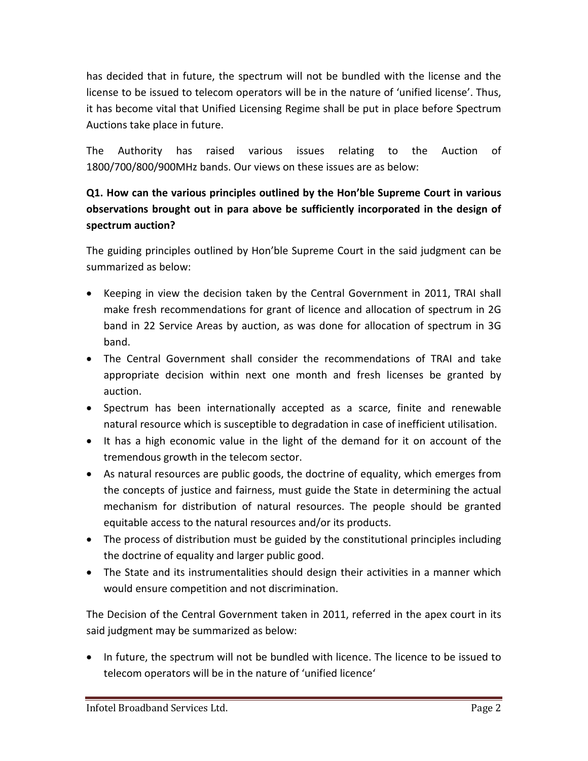has decided that in future, the spectrum will not be bundled with the license and the license to be issued to telecom operators will be in the nature of 'unified license'. Thus, it has become vital that Unified Licensing Regime shall be put in place before Spectrum Auctions take place in future.

The Authority has raised various issues relating to the Auction of 1800/700/800/900MHz bands. Our views on these issues are as below:

**Q1. How can the various principles outlined by the Hon'ble Supreme Court in various observations brought out in para above be sufficiently incorporated in the design of spectrum auction?**

The guiding principles outlined by Hon'ble Supreme Court in the said judgment can be summarized as below:

- Keeping in view the decision taken by the Central Government in 2011, TRAI shall make fresh recommendations for grant of licence and allocation of spectrum in 2G band in 22 Service Areas by auction, as was done for allocation of spectrum in 3G band.
- The Central Government shall consider the recommendations of TRAI and take appropriate decision within next one month and fresh licenses be granted by auction.
- Spectrum has been internationally accepted as a scarce, finite and renewable natural resource which is susceptible to degradation in case of inefficient utilisation.
- It has a high economic value in the light of the demand for it on account of the tremendous growth in the telecom sector.
- As natural resources are public goods, the doctrine of equality, which emerges from the concepts of justice and fairness, must guide the State in determining the actual mechanism for distribution of natural resources. The people should be granted equitable access to the natural resources and/or its products.
- The process of distribution must be guided by the constitutional principles including the doctrine of equality and larger public good.
- The State and its instrumentalities should design their activities in a manner which would ensure competition and not discrimination.

The Decision of the Central Government taken in 2011, referred in the apex court in its said judgment may be summarized as below:

- In future, the spectrum will not be bundled with licence. The licence to be issued to telecom operators will be in the nature of 'unified licence'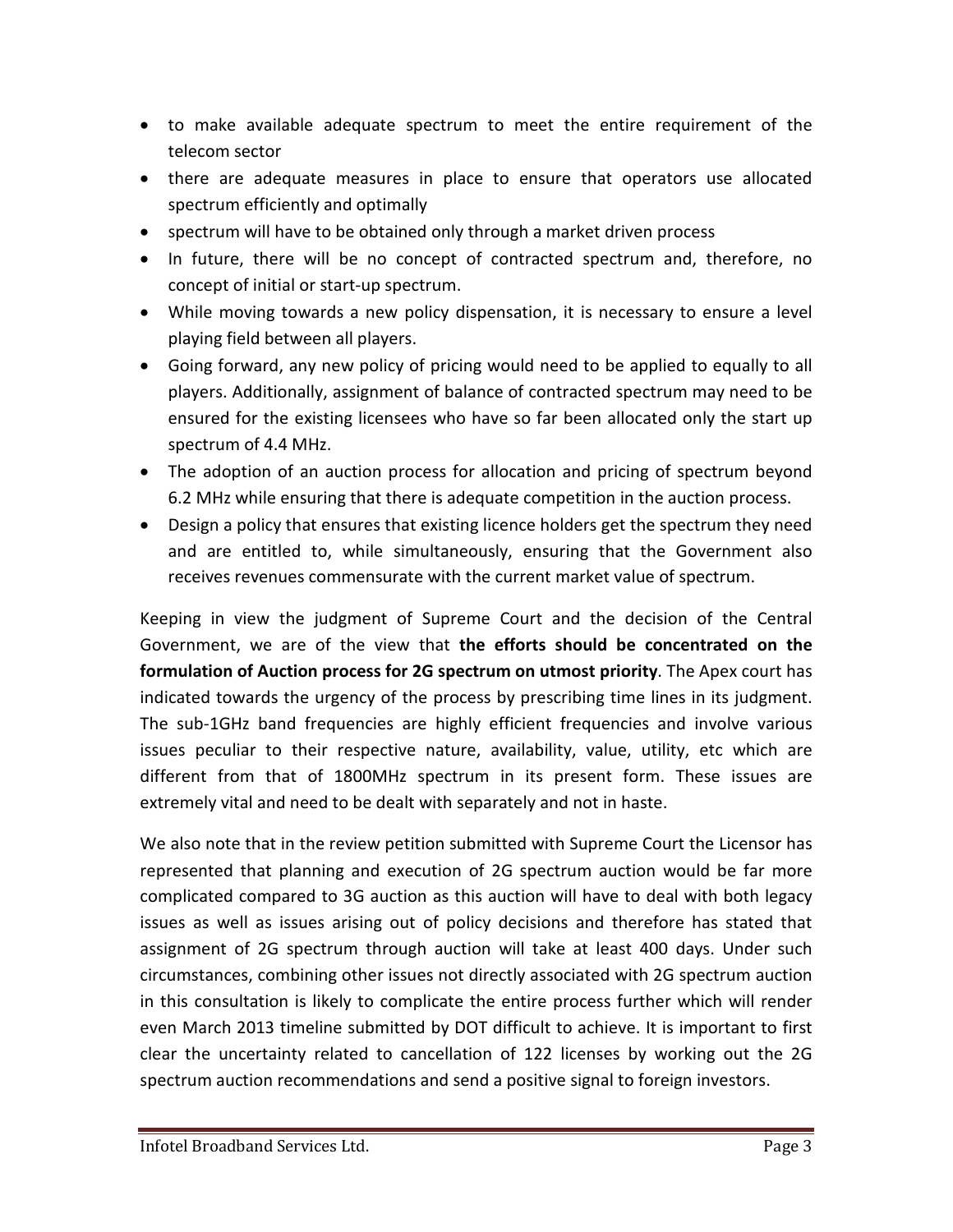- to make available adequate spectrum to meet the entire requirement of the telecom sector
- there are adequate measures in place to ensure that operators use allocated spectrum efficiently and optimally
- spectrum will have to be obtained only through a market driven process
- In future, there will be no concept of contracted spectrum and, therefore, no concept of initial or start-up spectrum.
- While moving towards a new policy dispensation, it is necessary to ensure a level playing field between all players.
- Going forward, any new policy of pricing would need to be applied to equally to all players. Additionally, assignment of balance of contracted spectrum may need to be ensured for the existing licensees who have so far been allocated only the start up spectrum of 4.4 MHz.
- The adoption of an auction process for allocation and pricing of spectrum beyond 6.2 MHz while ensuring that there is adequate competition in the auction process.
- Design a policy that ensures that existing licence holders get the spectrum they need and are entitled to, while simultaneously, ensuring that the Government also receives revenues commensurate with the current market value of spectrum.

Keeping in view the judgment of Supreme Court and the decision of the Central Government, we are of the view that **the efforts should be concentrated on the formulation of Auction process for 2G spectrum on utmost priority**. The Apex court has indicated towards the urgency of the process by prescribing time lines in its judgment. The sub-1GHz band frequencies are highly efficient frequencies and involve various issues peculiar to their respective nature, availability, value, utility, etc which are different from that of 1800MHz spectrum in its present form. These issues are extremely vital and need to be dealt with separately and not in haste.

We also note that in the review petition submitted with Supreme Court the Licensor has represented that planning and execution of 2G spectrum auction would be far more complicated compared to 3G auction as this auction will have to deal with both legacy issues as well as issues arising out of policy decisions and therefore has stated that assignment of 2G spectrum through auction will take at least 400 days. Under such circumstances, combining other issues not directly associated with 2G spectrum auction in this consultation is likely to complicate the entire process further which will render even March 2013 timeline submitted by DOT difficult to achieve. It is important to first clear the uncertainty related to cancellation of 122 licenses by working out the 2G spectrum auction recommendations and send a positive signal to foreign investors.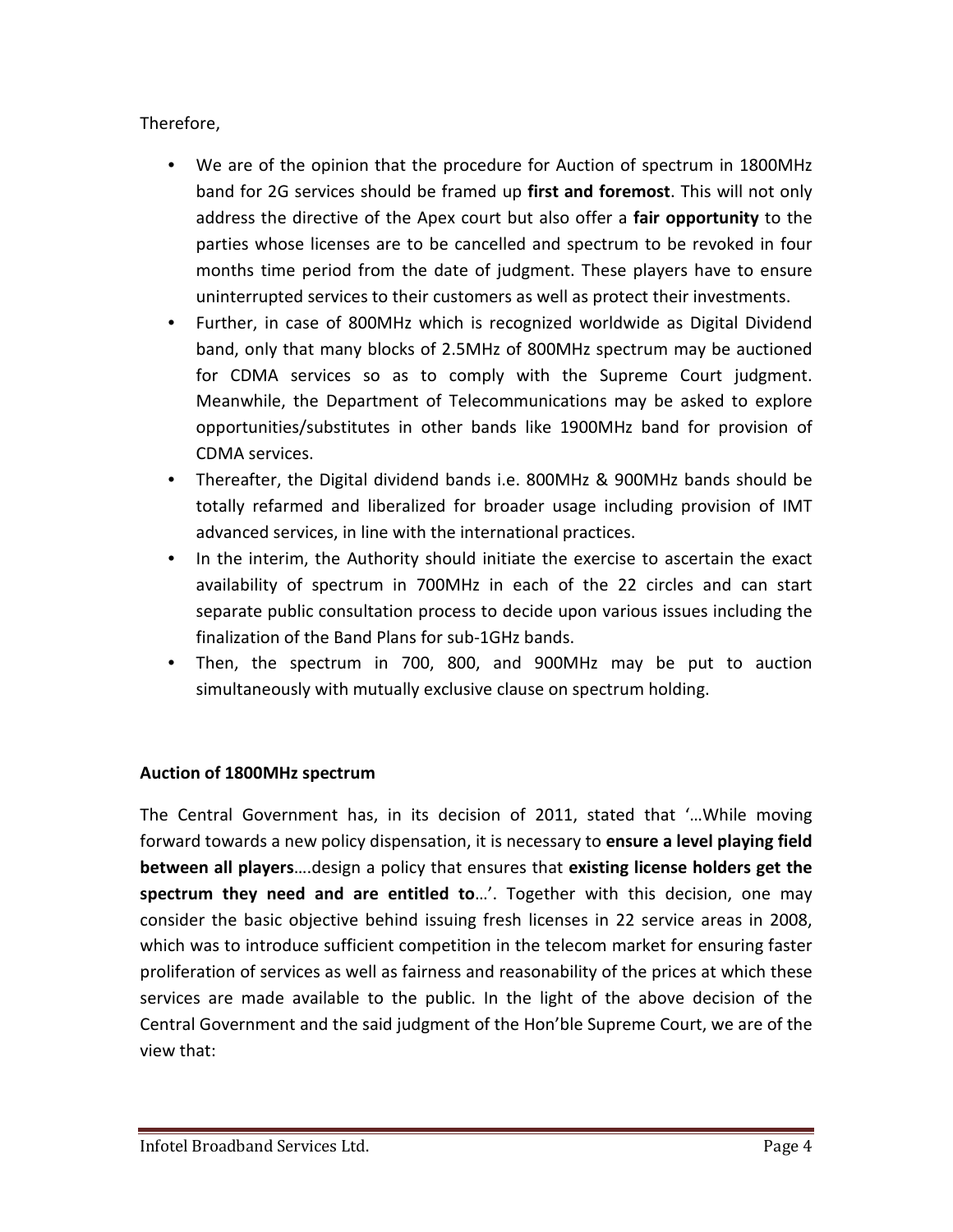Therefore,

- We are of the opinion that the procedure for Auction of spectrum in 1800MHz band for 2G services should be framed up **first and foremost**. This will not only address the directive of the Apex court but also offer a **fair opportunity** to the parties whose licenses are to be cancelled and spectrum to be revoked in four months time period from the date of judgment. These players have to ensure uninterrupted services to their customers as well as protect their investments.
- Further, in case of 800MHz which is recognized worldwide as Digital Dividend band, only that many blocks of 2.5MHz of 800MHz spectrum may be auctioned for CDMA services so as to comply with the Supreme Court judgment. Meanwhile, the Department of Telecommunications may be asked to explore opportunities/substitutes in other bands like 1900MHz band for provision of CDMA services.
- Thereafter, the Digital dividend bands i.e. 800MHz & 900MHz bands should be totally refarmed and liberalized for broader usage including provision of IMT advanced services, in line with the international practices.
- In the interim, the Authority should initiate the exercise to ascertain the exact availability of spectrum in 700MHz in each of the 22 circles and can start separate public consultation process to decide upon various issues including the finalization of the Band Plans for sub-1GHz bands.
- Then, the spectrum in 700, 800, and 900MHz may be put to auction simultaneously with mutually exclusive clause on spectrum holding.

**Auction of 1800MHz spectrum**

The Central Government has, in its decision of 2011, stated that '…While moving forward towards a new policy dispensation, it is necessary to **ensure a level playing field between all players**….design a policy that ensures that **existing license holders get the spectrum they need and are entitled to**…'. Together with this decision, one may consider the basic objective behind issuing fresh licenses in 22 service areas in 2008, which was to introduce sufficient competition in the telecom market for ensuring faster proliferation of services as well as fairness and reasonability of the prices at which these services are made available to the public. In the light of the above decision of the Central Government and the said judgment of the Hon'ble Supreme Court, we are of the view that: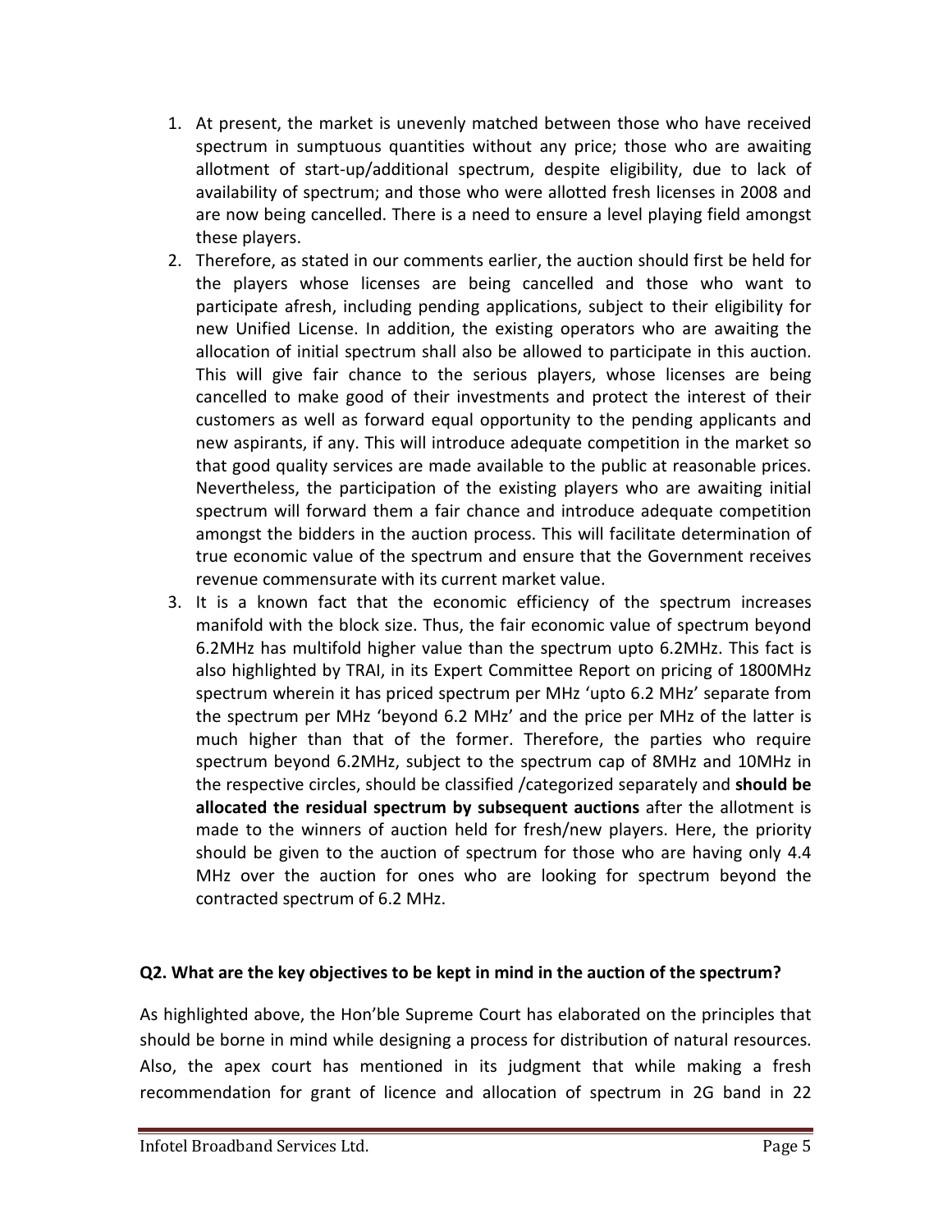1. At present, the market is unevenly matched between those who have received spectrum in sumptuous quantities without any price; those who are awaiting allotment of start-up/additional spectrum, despite eligibility, due to lack of availability of spectrum; and those who were allotted fresh licenses in 2008 and are now being cancelled. There is a need to ensure a level playing field amongst these players.
2. Therefore, as stated in our comments earlier, the auction should first be held for the players whose licenses are being cancelled and those who want to participate afresh, including pending applications, subject to their eligibility for new Unified License. In addition, the existing operators who are awaiting the allocation of initial spectrum shall also be allowed to participate in this auction. This will give fair chance to the serious players, whose licenses are being cancelled to make good of their investments and protect the interest of their customers as well as forward equal opportunity to the pending applicants and new aspirants, if any. This will introduce adequate competition in the market so that good quality services are made available to the public at reasonable prices. Nevertheless, the participation of the existing players who are awaiting initial spectrum will forward them a fair chance and introduce adequate competition amongst the bidders in the auction process. This will facilitate determination of true economic value of the spectrum and ensure that the Government receives revenue commensurate with its current market value.
3. It is a known fact that the economic efficiency of the spectrum increases manifold with the block size. Thus, the fair economic value of spectrum beyond 6.2MHz has multifold higher value than the spectrum upto 6.2MHz. This fact is also highlighted by TRAI, in its Expert Committee Report on pricing of 1800MHz spectrum wherein it has priced spectrum per MHz 'upto 6.2 MHz' separate from the spectrum per MHz 'beyond 6.2 MHz' and the price per MHz of the latter is much higher than that of the former. Therefore, the parties who require spectrum beyond 6.2MHz, subject to the spectrum cap of 8MHz and 10MHz in the respective circles, should be classified /categorized separately and **should be allocated the residual spectrum by subsequent auctions** after the allotment is made to the winners of auction held for fresh/new players. Here, the priority should be given to the auction of spectrum for those who are having only 4.4 MHz over the auction for ones who are looking for spectrum beyond the contracted spectrum of 6.2 MHz.

**Q2. What are the key objectives to be kept in mind in the auction of the spectrum?**

As highlighted above, the Hon'ble Supreme Court has elaborated on the principles that should be borne in mind while designing a process for distribution of natural resources. Also, the apex court has mentioned in its judgment that while making a fresh recommendation for grant of licence and allocation of spectrum in 2G band in 22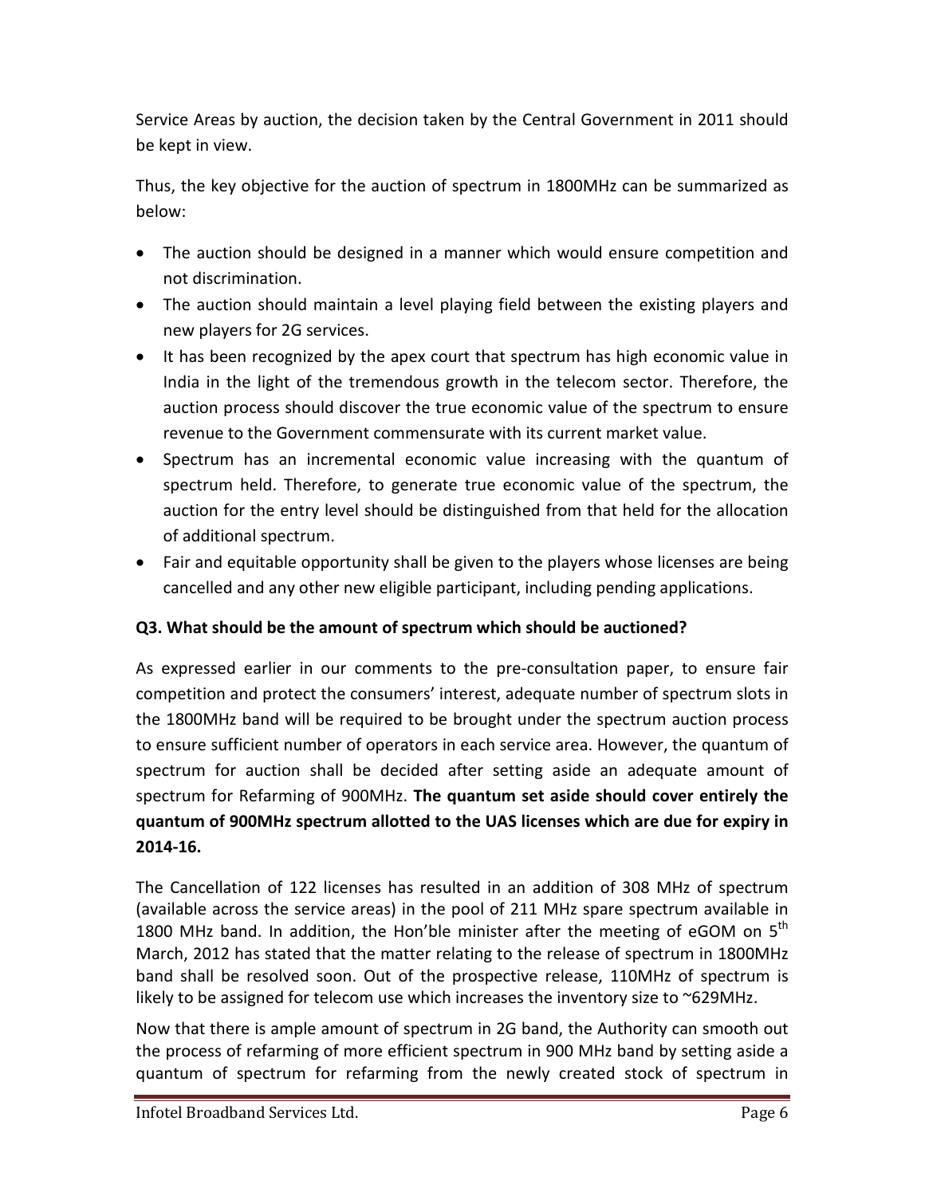Service Areas by auction, the decision taken by the Central Government in 2011 should be kept in view.

Thus, the key objective for the auction of spectrum in 1800MHz can be summarized as below:

- The auction should be designed in a manner which would ensure competition and not discrimination.
- The auction should maintain a level playing field between the existing players and new players for 2G services.
- It has been recognized by the apex court that spectrum has high economic value in India in the light of the tremendous growth in the telecom sector. Therefore, the auction process should discover the true economic value of the spectrum to ensure revenue to the Government commensurate with its current market value.
- Spectrum has an incremental economic value increasing with the quantum of spectrum held. Therefore, to generate true economic value of the spectrum, the auction for the entry level should be distinguished from that held for the allocation of additional spectrum.
- Fair and equitable opportunity shall be given to the players whose licenses are being cancelled and any other new eligible participant, including pending applications.

**Q3. What should be the amount of spectrum which should be auctioned?**

As expressed earlier in our comments to the pre-consultation paper, to ensure fair competition and protect the consumers' interest, adequate number of spectrum slots in the 1800MHz band will be required to be brought under the spectrum auction process to ensure sufficient number of operators in each service area. However, the quantum of spectrum for auction shall be decided after setting aside an adequate amount of spectrum for Refarming of 900MHz. **The quantum set aside should cover entirely the quantum of 900MHz spectrum allotted to the UAS licenses which are due for expiry in 2014-16.**

The Cancellation of 122 licenses has resulted in an addition of 308 MHz of spectrum (available across the service areas) in the pool of 211 MHz spare spectrum available in 1800 MHz band. In addition, the Hon'ble minister after the meeting of eGOM on 5th March, 2012 has stated that the matter relating to the release of spectrum in 1800MHz band shall be resolved soon. Out of the prospective release, 110MHz of spectrum is likely to be assigned for telecom use which increases the inventory size to ~629MHz.

Now that there is ample amount of spectrum in 2G band, the Authority can smooth out the process of refarming of more efficient spectrum in 900 MHz band by setting aside a quantum of spectrum for refarming from the newly created stock of spectrum in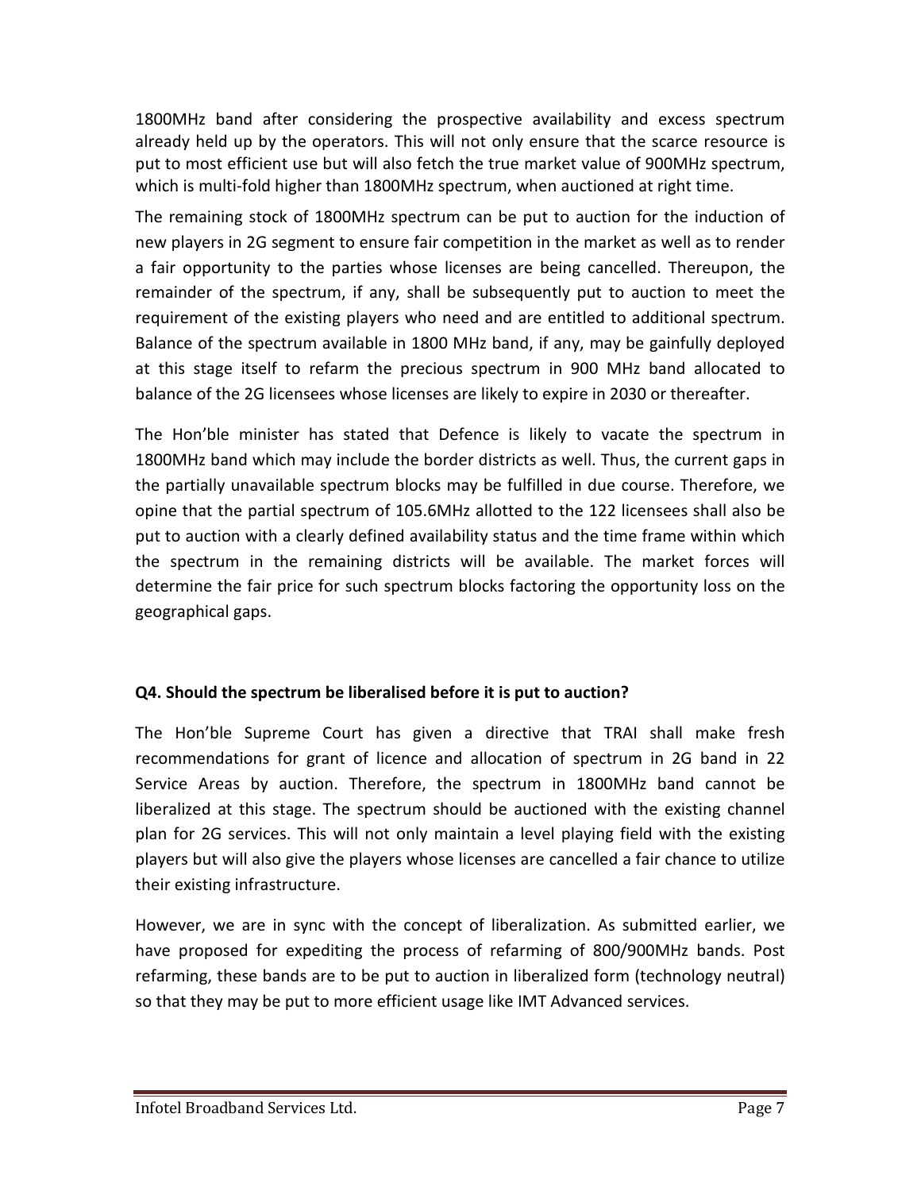1800MHz band after considering the prospective availability and excess spectrum already held up by the operators. This will not only ensure that the scarce resource is put to most efficient use but will also fetch the true market value of 900MHz spectrum, which is multi-fold higher than 1800MHz spectrum, when auctioned at right time.

The remaining stock of 1800MHz spectrum can be put to auction for the induction of new players in 2G segment to ensure fair competition in the market as well as to render a fair opportunity to the parties whose licenses are being cancelled. Thereupon, the remainder of the spectrum, if any, shall be subsequently put to auction to meet the requirement of the existing players who need and are entitled to additional spectrum. Balance of the spectrum available in 1800 MHz band, if any, may be gainfully deployed at this stage itself to refarm the precious spectrum in 900 MHz band allocated to balance of the 2G licensees whose licenses are likely to expire in 2030 or thereafter.

The Hon'ble minister has stated that Defence is likely to vacate the spectrum in 1800MHz band which may include the border districts as well. Thus, the current gaps in the partially unavailable spectrum blocks may be fulfilled in due course. Therefore, we opine that the partial spectrum of 105.6MHz allotted to the 122 licensees shall also be put to auction with a clearly defined availability status and the time frame within which the spectrum in the remaining districts will be available. The market forces will determine the fair price for such spectrum blocks factoring the opportunity loss on the geographical gaps.

**Q4. Should the spectrum be liberalised before it is put to auction?**

The Hon'ble Supreme Court has given a directive that TRAI shall make fresh recommendations for grant of licence and allocation of spectrum in 2G band in 22 Service Areas by auction. Therefore, the spectrum in 1800MHz band cannot be liberalized at this stage. The spectrum should be auctioned with the existing channel plan for 2G services. This will not only maintain a level playing field with the existing players but will also give the players whose licenses are cancelled a fair chance to utilize their existing infrastructure.

However, we are in sync with the concept of liberalization. As submitted earlier, we have proposed for expediting the process of refarming of 800/900MHz bands. Post refarming, these bands are to be put to auction in liberalized form (technology neutral) so that they may be put to more efficient usage like IMT Advanced services.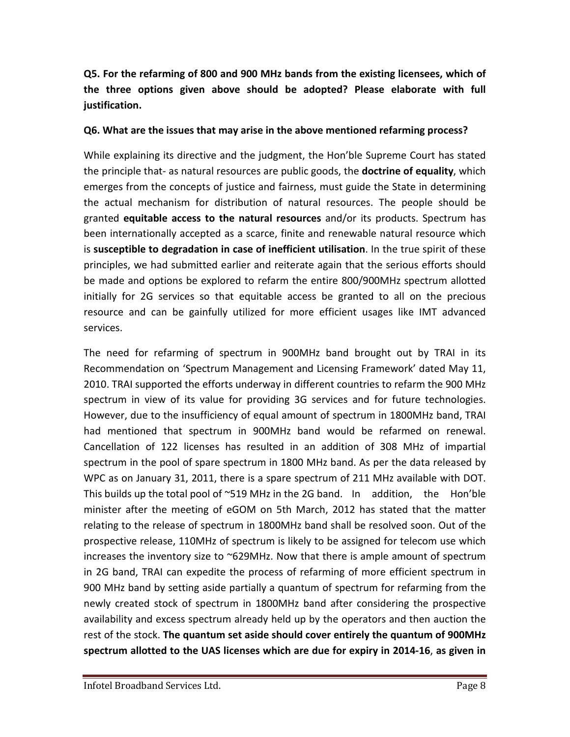**Q5. For the refarming of 800 and 900 MHz bands from the existing licensees, which of the three options given above should be adopted? Please elaborate with full justification.**

**Q6. What are the issues that may arise in the above mentioned refarming process?**

While explaining its directive and the judgment, the Hon'ble Supreme Court has stated the principle that- as natural resources are public goods, the **doctrine of equality**, which emerges from the concepts of justice and fairness, must guide the State in determining the actual mechanism for distribution of natural resources. The people should be granted **equitable access to the natural resources** and/or its products. Spectrum has been internationally accepted as a scarce, finite and renewable natural resource which is **susceptible to degradation in case of inefficient utilisation**. In the true spirit of these principles, we had submitted earlier and reiterate again that the serious efforts should be made and options be explored to refarm the entire 800/900MHz spectrum allotted initially for 2G services so that equitable access be granted to all on the precious resource and can be gainfully utilized for more efficient usages like IMT advanced services.

The need for refarming of spectrum in 900MHz band brought out by TRAI in its Recommendation on 'Spectrum Management and Licensing Framework' dated May 11, 2010. TRAI supported the efforts underway in different countries to refarm the 900 MHz spectrum in view of its value for providing 3G services and for future technologies. However, due to the insufficiency of equal amount of spectrum in 1800MHz band, TRAI had mentioned that spectrum in 900MHz band would be refarmed on renewal. Cancellation of 122 licenses has resulted in an addition of 308 MHz of impartial spectrum in the pool of spare spectrum in 1800 MHz band. As per the data released by WPC as on January 31, 2011, there is a spare spectrum of 211 MHz available with DOT. This builds up the total pool of ~519 MHz in the 2G band. In addition, the Hon'ble minister after the meeting of eGOM on 5th March, 2012 has stated that the matter relating to the release of spectrum in 1800MHz band shall be resolved soon. Out of the prospective release, 110MHz of spectrum is likely to be assigned for telecom use which increases the inventory size to ~629MHz. Now that there is ample amount of spectrum in 2G band, TRAI can expedite the process of refarming of more efficient spectrum in 900 MHz band by setting aside partially a quantum of spectrum for refarming from the newly created stock of spectrum in 1800MHz band after considering the prospective availability and excess spectrum already held up by the operators and then auction the rest of the stock. **The quantum set aside should cover entirely the quantum of 900MHz spectrum allotted to the UAS licenses which are due for expiry in 2014-16**, **as given in**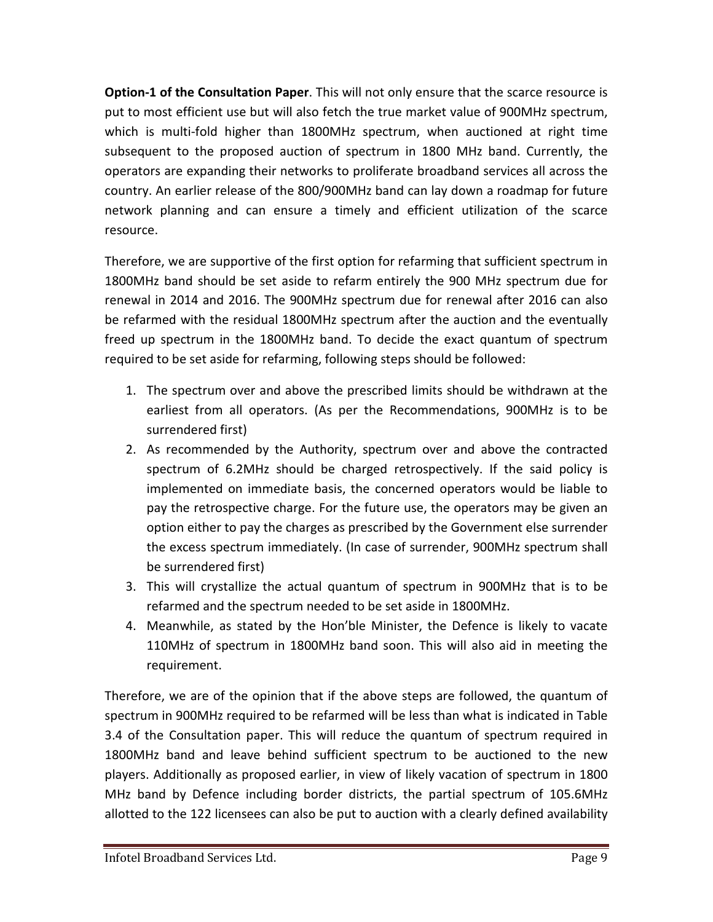**Option-1 of the Consultation Paper**. This will not only ensure that the scarce resource is put to most efficient use but will also fetch the true market value of 900MHz spectrum, which is multi-fold higher than 1800MHz spectrum, when auctioned at right time subsequent to the proposed auction of spectrum in 1800 MHz band. Currently, the operators are expanding their networks to proliferate broadband services all across the country. An earlier release of the 800/900MHz band can lay down a roadmap for future network planning and can ensure a timely and efficient utilization of the scarce resource.

Therefore, we are supportive of the first option for refarming that sufficient spectrum in 1800MHz band should be set aside to refarm entirely the 900 MHz spectrum due for renewal in 2014 and 2016. The 900MHz spectrum due for renewal after 2016 can also be refarmed with the residual 1800MHz spectrum after the auction and the eventually freed up spectrum in the 1800MHz band. To decide the exact quantum of spectrum required to be set aside for refarming, following steps should be followed:

1. The spectrum over and above the prescribed limits should be withdrawn at the earliest from all operators. (As per the Recommendations, 900MHz is to be surrendered first)
2. As recommended by the Authority, spectrum over and above the contracted spectrum of 6.2MHz should be charged retrospectively. If the said policy is implemented on immediate basis, the concerned operators would be liable to pay the retrospective charge. For the future use, the operators may be given an option either to pay the charges as prescribed by the Government else surrender the excess spectrum immediately. (In case of surrender, 900MHz spectrum shall be surrendered first)
3. This will crystallize the actual quantum of spectrum in 900MHz that is to be refarmed and the spectrum needed to be set aside in 1800MHz.
4. Meanwhile, as stated by the Hon'ble Minister, the Defence is likely to vacate 110MHz of spectrum in 1800MHz band soon. This will also aid in meeting the requirement.

Therefore, we are of the opinion that if the above steps are followed, the quantum of spectrum in 900MHz required to be refarmed will be less than what is indicated in Table 3.4 of the Consultation paper. This will reduce the quantum of spectrum required in 1800MHz band and leave behind sufficient spectrum to be auctioned to the new players. Additionally as proposed earlier, in view of likely vacation of spectrum in 1800 MHz band by Defence including border districts, the partial spectrum of 105.6MHz allotted to the 122 licensees can also be put to auction with a clearly defined availability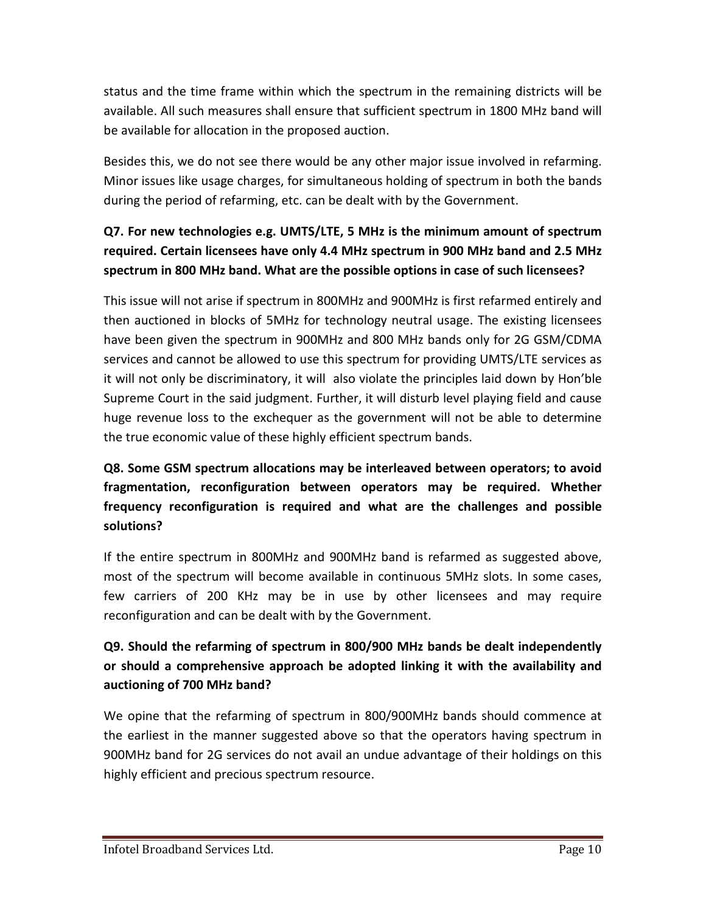status and the time frame within which the spectrum in the remaining districts will be available. All such measures shall ensure that sufficient spectrum in 1800 MHz band will be available for allocation in the proposed auction.

Besides this, we do not see there would be any other major issue involved in refarming. Minor issues like usage charges, for simultaneous holding of spectrum in both the bands during the period of refarming, etc. can be dealt with by the Government.

**Q7. For new technologies e.g. UMTS/LTE, 5 MHz is the minimum amount of spectrum required. Certain licensees have only 4.4 MHz spectrum in 900 MHz band and 2.5 MHz spectrum in 800 MHz band. What are the possible options in case of such licensees?**

This issue will not arise if spectrum in 800MHz and 900MHz is first refarmed entirely and then auctioned in blocks of 5MHz for technology neutral usage. The existing licensees have been given the spectrum in 900MHz and 800 MHz bands only for 2G GSM/CDMA services and cannot be allowed to use this spectrum for providing UMTS/LTE services as it will not only be discriminatory, it will also violate the principles laid down by Hon'ble Supreme Court in the said judgment. Further, it will disturb level playing field and cause huge revenue loss to the exchequer as the government will not be able to determine the true economic value of these highly efficient spectrum bands.

**Q8. Some GSM spectrum allocations may be interleaved between operators; to avoid fragmentation, reconfiguration between operators may be required. Whether frequency reconfiguration is required and what are the challenges and possible solutions?**

If the entire spectrum in 800MHz and 900MHz band is refarmed as suggested above, most of the spectrum will become available in continuous 5MHz slots. In some cases, few carriers of 200 KHz may be in use by other licensees and may require reconfiguration and can be dealt with by the Government.

**Q9. Should the refarming of spectrum in 800/900 MHz bands be dealt independently or should a comprehensive approach be adopted linking it with the availability and auctioning of 700 MHz band?**

We opine that the refarming of spectrum in 800/900MHz bands should commence at the earliest in the manner suggested above so that the operators having spectrum in 900MHz band for 2G services do not avail an undue advantage of their holdings on this highly efficient and precious spectrum resource.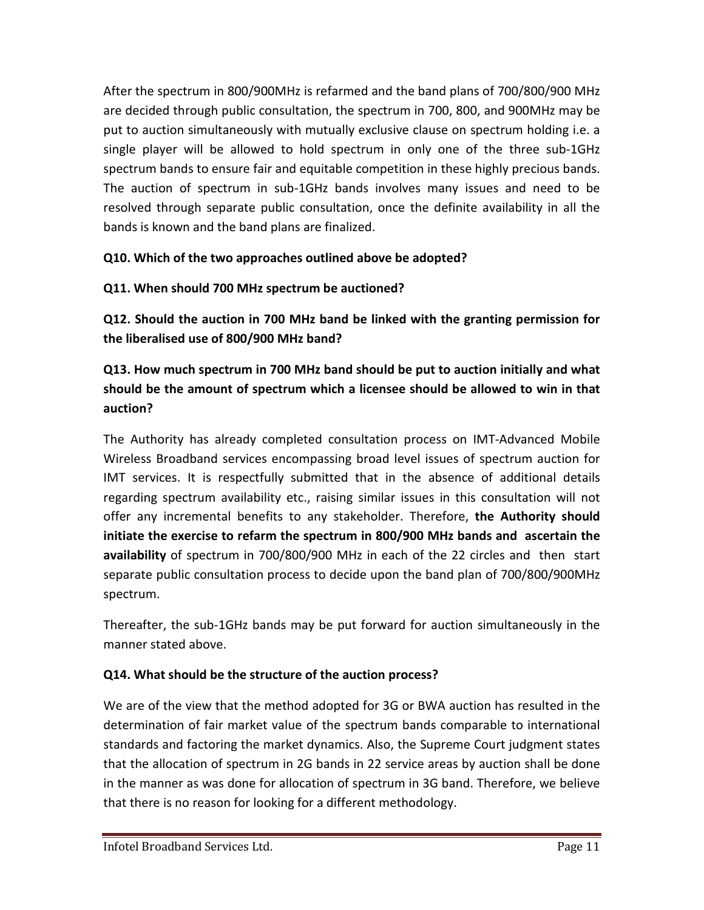After the spectrum in 800/900MHz is refarmed and the band plans of 700/800/900 MHz are decided through public consultation, the spectrum in 700, 800, and 900MHz may be put to auction simultaneously with mutually exclusive clause on spectrum holding i.e. a single player will be allowed to hold spectrum in only one of the three sub-1GHz spectrum bands to ensure fair and equitable competition in these highly precious bands. The auction of spectrum in sub-1GHz bands involves many issues and need to be resolved through separate public consultation, once the definite availability in all the bands is known and the band plans are finalized.

**Q10. Which of the two approaches outlined above be adopted?**

**Q11. When should 700 MHz spectrum be auctioned?**

**Q12. Should the auction in 700 MHz band be linked with the granting permission for the liberalised use of 800/900 MHz band?**

**Q13. How much spectrum in 700 MHz band should be put to auction initially and what should be the amount of spectrum which a licensee should be allowed to win in that auction?**

The Authority has already completed consultation process on IMT-Advanced Mobile Wireless Broadband services encompassing broad level issues of spectrum auction for IMT services. It is respectfully submitted that in the absence of additional details regarding spectrum availability etc., raising similar issues in this consultation will not offer any incremental benefits to any stakeholder. Therefore, **the Authority should initiate the exercise to refarm the spectrum in 800/900 MHz bands and ascertain the availability** of spectrum in 700/800/900 MHz in each of the 22 circles and then start separate public consultation process to decide upon the band plan of 700/800/900MHz spectrum.

Thereafter, the sub-1GHz bands may be put forward for auction simultaneously in the manner stated above.

**Q14. What should be the structure of the auction process?**

We are of the view that the method adopted for 3G or BWA auction has resulted in the determination of fair market value of the spectrum bands comparable to international standards and factoring the market dynamics. Also, the Supreme Court judgment states that the allocation of spectrum in 2G bands in 22 service areas by auction shall be done in the manner as was done for allocation of spectrum in 3G band. Therefore, we believe that there is no reason for looking for a different methodology.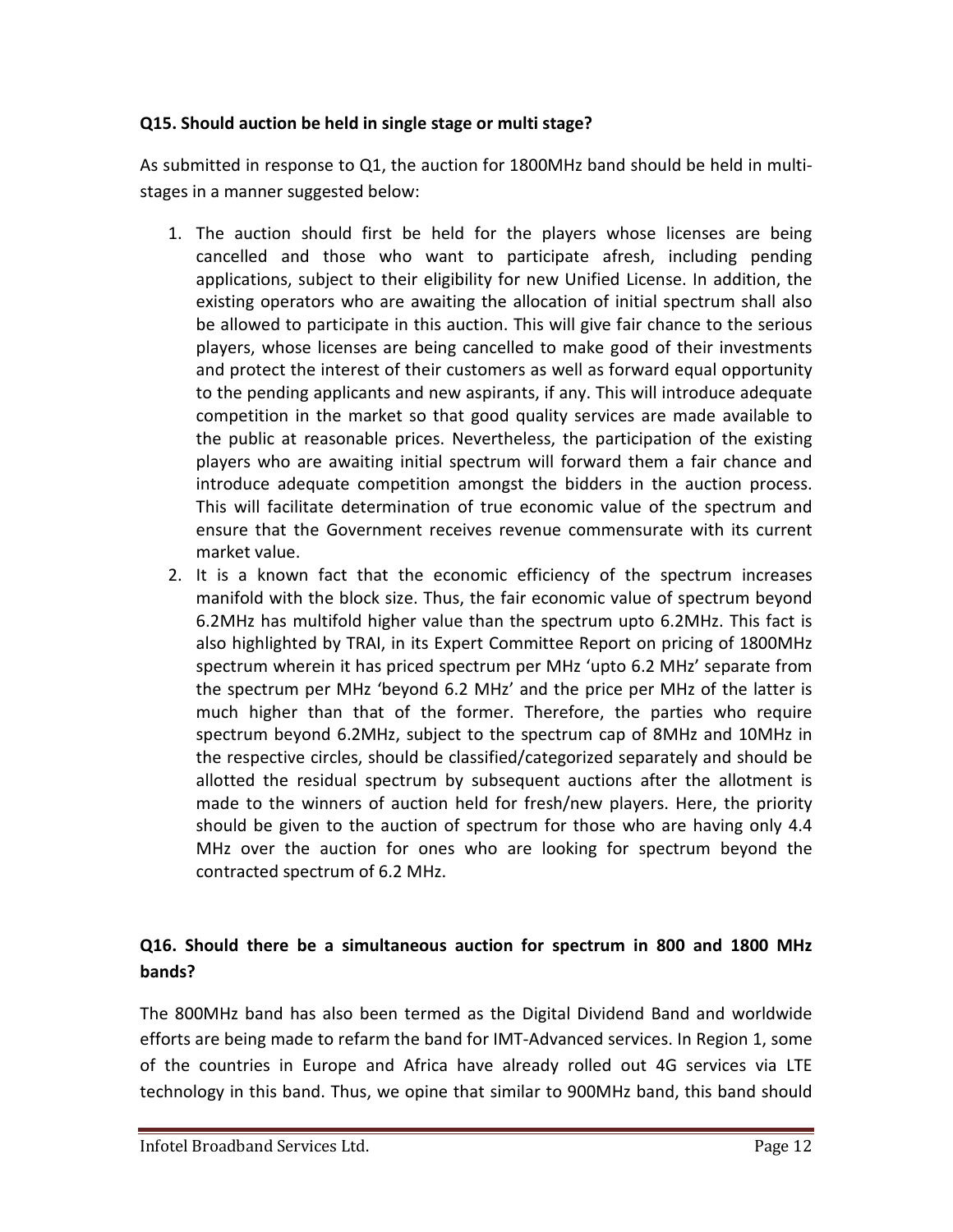**Q15. Should auction be held in single stage or multi stage?**

As submitted in response to Q1, the auction for 1800MHz band should be held in multi-stages in a manner suggested below:

1. The auction should first be held for the players whose licenses are being cancelled and those who want to participate afresh, including pending applications, subject to their eligibility for new Unified License. In addition, the existing operators who are awaiting the allocation of initial spectrum shall also be allowed to participate in this auction. This will give fair chance to the serious players, whose licenses are being cancelled to make good of their investments and protect the interest of their customers as well as forward equal opportunity to the pending applicants and new aspirants, if any. This will introduce adequate competition in the market so that good quality services are made available to the public at reasonable prices. Nevertheless, the participation of the existing players who are awaiting initial spectrum will forward them a fair chance and introduce adequate competition amongst the bidders in the auction process. This will facilitate determination of true economic value of the spectrum and ensure that the Government receives revenue commensurate with its current market value.
2. It is a known fact that the economic efficiency of the spectrum increases manifold with the block size. Thus, the fair economic value of spectrum beyond 6.2MHz has multifold higher value than the spectrum upto 6.2MHz. This fact is also highlighted by TRAI, in its Expert Committee Report on pricing of 1800MHz spectrum wherein it has priced spectrum per MHz 'upto 6.2 MHz' separate from the spectrum per MHz 'beyond 6.2 MHz' and the price per MHz of the latter is much higher than that of the former. Therefore, the parties who require spectrum beyond 6.2MHz, subject to the spectrum cap of 8MHz and 10MHz in the respective circles, should be classified/categorized separately and should be allotted the residual spectrum by subsequent auctions after the allotment is made to the winners of auction held for fresh/new players. Here, the priority should be given to the auction of spectrum for those who are having only 4.4 MHz over the auction for ones who are looking for spectrum beyond the contracted spectrum of 6.2 MHz.

**Q16. Should there be a simultaneous auction for spectrum in 800 and 1800 MHz bands?**

The 800MHz band has also been termed as the Digital Dividend Band and worldwide efforts are being made to refarm the band for IMT-Advanced services. In Region 1, some of the countries in Europe and Africa have already rolled out 4G services via LTE technology in this band. Thus, we opine that similar to 900MHz band, this band should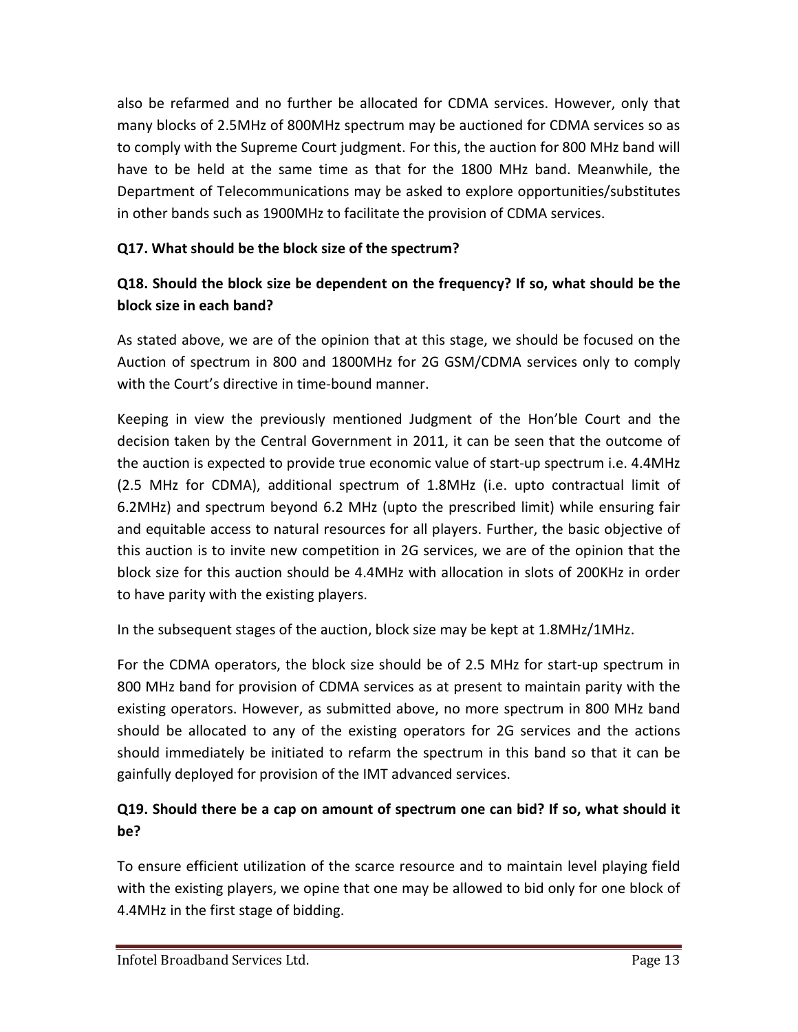also be refarmed and no further be allocated for CDMA services. However, only that many blocks of 2.5MHz of 800MHz spectrum may be auctioned for CDMA services so as to comply with the Supreme Court judgment. For this, the auction for 800 MHz band will have to be held at the same time as that for the 1800 MHz band. Meanwhile, the Department of Telecommunications may be asked to explore opportunities/substitutes in other bands such as 1900MHz to facilitate the provision of CDMA services.

**Q17. What should be the block size of the spectrum?**

**Q18. Should the block size be dependent on the frequency? If so, what should be the block size in each band?**

As stated above, we are of the opinion that at this stage, we should be focused on the Auction of spectrum in 800 and 1800MHz for 2G GSM/CDMA services only to comply with the Court's directive in time-bound manner.

Keeping in view the previously mentioned Judgment of the Hon'ble Court and the decision taken by the Central Government in 2011, it can be seen that the outcome of the auction is expected to provide true economic value of start-up spectrum i.e. 4.4MHz (2.5 MHz for CDMA), additional spectrum of 1.8MHz (i.e. upto contractual limit of 6.2MHz) and spectrum beyond 6.2 MHz (upto the prescribed limit) while ensuring fair and equitable access to natural resources for all players. Further, the basic objective of this auction is to invite new competition in 2G services, we are of the opinion that the block size for this auction should be 4.4MHz with allocation in slots of 200KHz in order to have parity with the existing players.

In the subsequent stages of the auction, block size may be kept at 1.8MHz/1MHz.

For the CDMA operators, the block size should be of 2.5 MHz for start-up spectrum in 800 MHz band for provision of CDMA services as at present to maintain parity with the existing operators. However, as submitted above, no more spectrum in 800 MHz band should be allocated to any of the existing operators for 2G services and the actions should immediately be initiated to refarm the spectrum in this band so that it can be gainfully deployed for provision of the IMT advanced services.

**Q19. Should there be a cap on amount of spectrum one can bid? If so, what should it be?**

To ensure efficient utilization of the scarce resource and to maintain level playing field with the existing players, we opine that one may be allowed to bid only for one block of 4.4MHz in the first stage of bidding.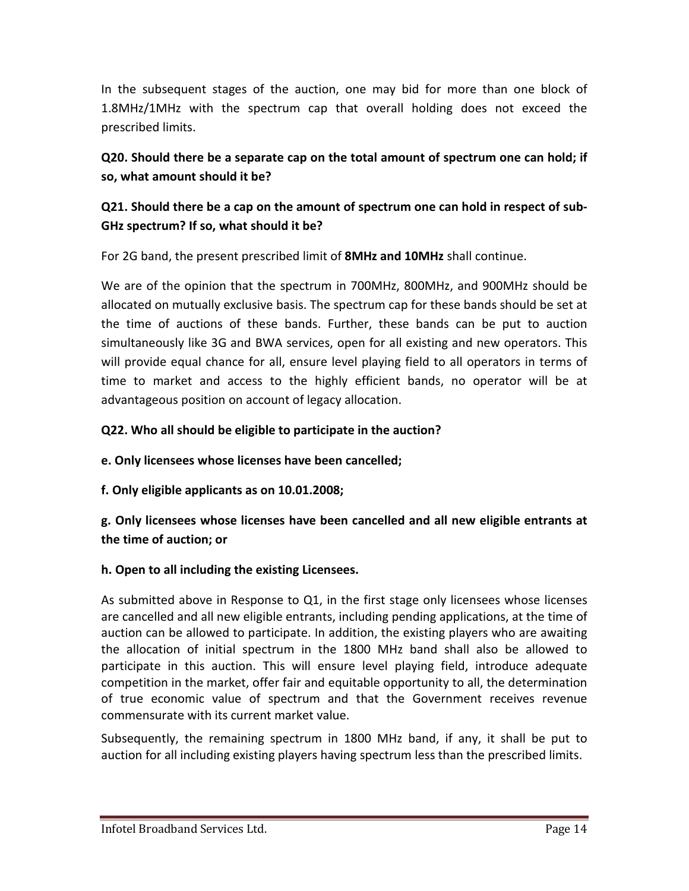In the subsequent stages of the auction, one may bid for more than one block of 1.8MHz/1MHz with the spectrum cap that overall holding does not exceed the prescribed limits.

**Q20. Should there be a separate cap on the total amount of spectrum one can hold; if so, what amount should it be?**

**Q21. Should there be a cap on the amount of spectrum one can hold in respect of sub-GHz spectrum? If so, what should it be?**

For 2G band, the present prescribed limit of **8MHz and 10MHz** shall continue.

We are of the opinion that the spectrum in 700MHz, 800MHz, and 900MHz should be allocated on mutually exclusive basis. The spectrum cap for these bands should be set at the time of auctions of these bands. Further, these bands can be put to auction simultaneously like 3G and BWA services, open for all existing and new operators. This will provide equal chance for all, ensure level playing field to all operators in terms of time to market and access to the highly efficient bands, no operator will be at advantageous position on account of legacy allocation.

**Q22. Who all should be eligible to participate in the auction?**

**e. Only licensees whose licenses have been cancelled;**

**f. Only eligible applicants as on 10.01.2008;**

**g. Only licensees whose licenses have been cancelled and all new eligible entrants at the time of auction; or**

**h. Open to all including the existing Licensees.**

As submitted above in Response to Q1, in the first stage only licensees whose licenses are cancelled and all new eligible entrants, including pending applications, at the time of auction can be allowed to participate. In addition, the existing players who are awaiting the allocation of initial spectrum in the 1800 MHz band shall also be allowed to participate in this auction. This will ensure level playing field, introduce adequate competition in the market, offer fair and equitable opportunity to all, the determination of true economic value of spectrum and that the Government receives revenue commensurate with its current market value.

Subsequently, the remaining spectrum in 1800 MHz band, if any, it shall be put to auction for all including existing players having spectrum less than the prescribed limits.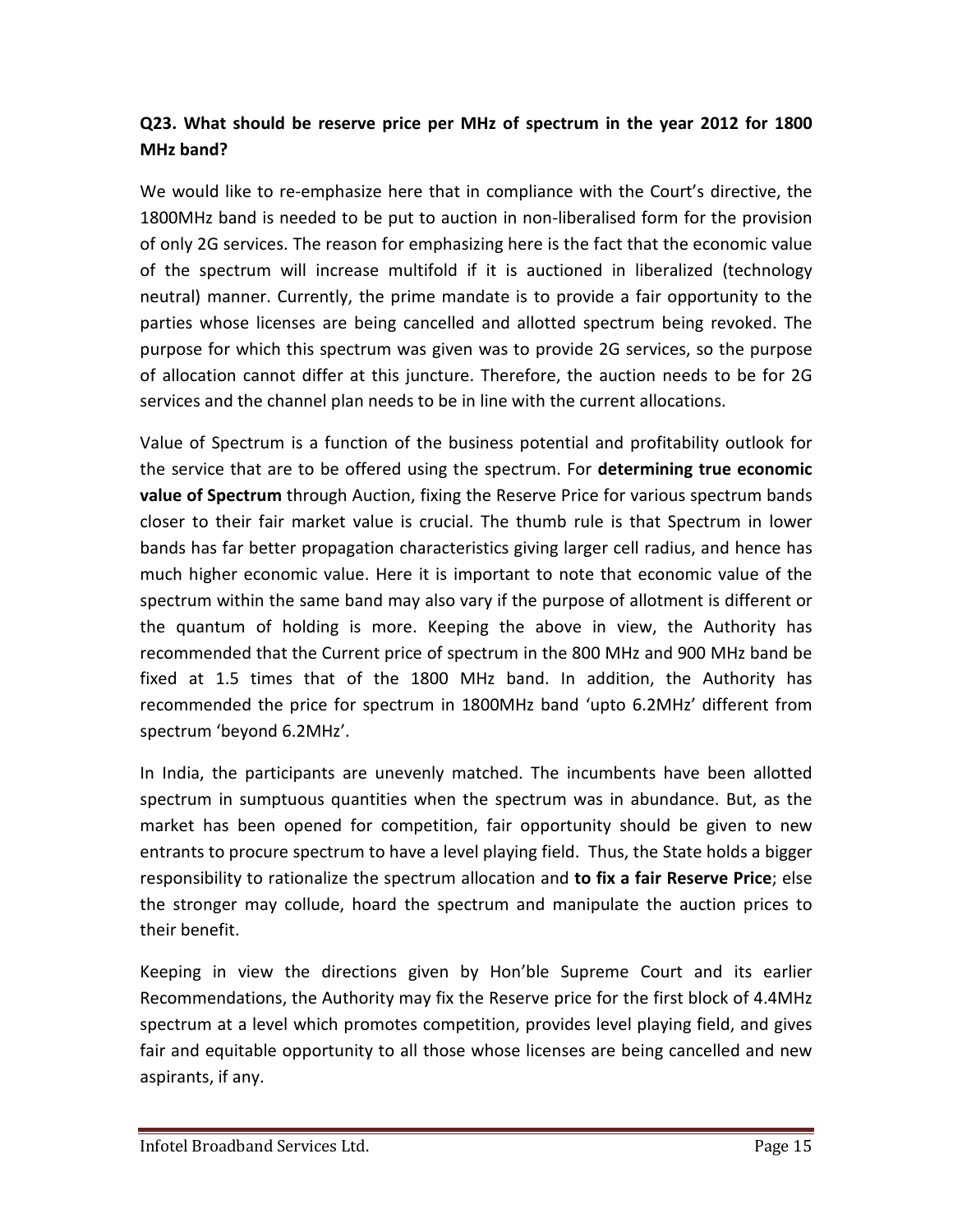**Q23. What should be reserve price per MHz of spectrum in the year 2012 for 1800 MHz band?**

We would like to re-emphasize here that in compliance with the Court's directive, the 1800MHz band is needed to be put to auction in non-liberalised form for the provision of only 2G services. The reason for emphasizing here is the fact that the economic value of the spectrum will increase multifold if it is auctioned in liberalized (technology neutral) manner. Currently, the prime mandate is to provide a fair opportunity to the parties whose licenses are being cancelled and allotted spectrum being revoked. The purpose for which this spectrum was given was to provide 2G services, so the purpose of allocation cannot differ at this juncture. Therefore, the auction needs to be for 2G services and the channel plan needs to be in line with the current allocations.

Value of Spectrum is a function of the business potential and profitability outlook for the service that are to be offered using the spectrum. For **determining true economic value of Spectrum** through Auction, fixing the Reserve Price for various spectrum bands closer to their fair market value is crucial. The thumb rule is that Spectrum in lower bands has far better propagation characteristics giving larger cell radius, and hence has much higher economic value. Here it is important to note that economic value of the spectrum within the same band may also vary if the purpose of allotment is different or the quantum of holding is more. Keeping the above in view, the Authority has recommended that the Current price of spectrum in the 800 MHz and 900 MHz band be fixed at 1.5 times that of the 1800 MHz band. In addition, the Authority has recommended the price for spectrum in 1800MHz band 'upto 6.2MHz' different from spectrum 'beyond 6.2MHz'.

In India, the participants are unevenly matched. The incumbents have been allotted spectrum in sumptuous quantities when the spectrum was in abundance. But, as the market has been opened for competition, fair opportunity should be given to new entrants to procure spectrum to have a level playing field. Thus, the State holds a bigger responsibility to rationalize the spectrum allocation and **to fix a fair Reserve Price**; else the stronger may collude, hoard the spectrum and manipulate the auction prices to their benefit.

Keeping in view the directions given by Hon'ble Supreme Court and its earlier Recommendations, the Authority may fix the Reserve price for the first block of 4.4MHz spectrum at a level which promotes competition, provides level playing field, and gives fair and equitable opportunity to all those whose licenses are being cancelled and new aspirants, if any.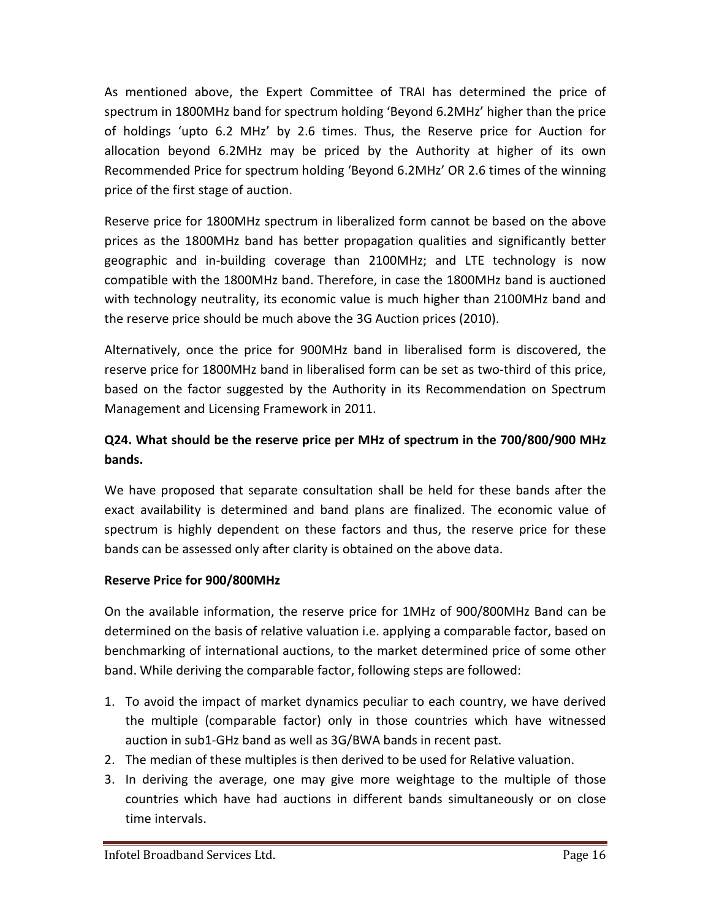As mentioned above, the Expert Committee of TRAI has determined the price of spectrum in 1800MHz band for spectrum holding 'Beyond 6.2MHz' higher than the price of holdings 'upto 6.2 MHz' by 2.6 times. Thus, the Reserve price for Auction for allocation beyond 6.2MHz may be priced by the Authority at higher of its own Recommended Price for spectrum holding 'Beyond 6.2MHz' OR 2.6 times of the winning price of the first stage of auction.

Reserve price for 1800MHz spectrum in liberalized form cannot be based on the above prices as the 1800MHz band has better propagation qualities and significantly better geographic and in-building coverage than 2100MHz; and LTE technology is now compatible with the 1800MHz band. Therefore, in case the 1800MHz band is auctioned with technology neutrality, its economic value is much higher than 2100MHz band and the reserve price should be much above the 3G Auction prices (2010).

Alternatively, once the price for 900MHz band in liberalised form is discovered, the reserve price for 1800MHz band in liberalised form can be set as two-third of this price, based on the factor suggested by the Authority in its Recommendation on Spectrum Management and Licensing Framework in 2011.

### Q24. What should be the reserve price per MHz of spectrum in the 700/800/900 MHz bands.

We have proposed that separate consultation shall be held for these bands after the exact availability is determined and band plans are finalized. The economic value of spectrum is highly dependent on these factors and thus, the reserve price for these bands can be assessed only after clarity is obtained on the above data.

**Reserve Price for 900/800MHz**

On the available information, the reserve price for 1MHz of 900/800MHz Band can be determined on the basis of relative valuation i.e. applying a comparable factor, based on benchmarking of international auctions, to the market determined price of some other band. While deriving the comparable factor, following steps are followed:

1. To avoid the impact of market dynamics peculiar to each country, we have derived the multiple (comparable factor) only in those countries which have witnessed auction in sub1-GHz band as well as 3G/BWA bands in recent past.
2. The median of these multiples is then derived to be used for Relative valuation.
3. In deriving the average, one may give more weightage to the multiple of those countries which have had auctions in different bands simultaneously or on close time intervals.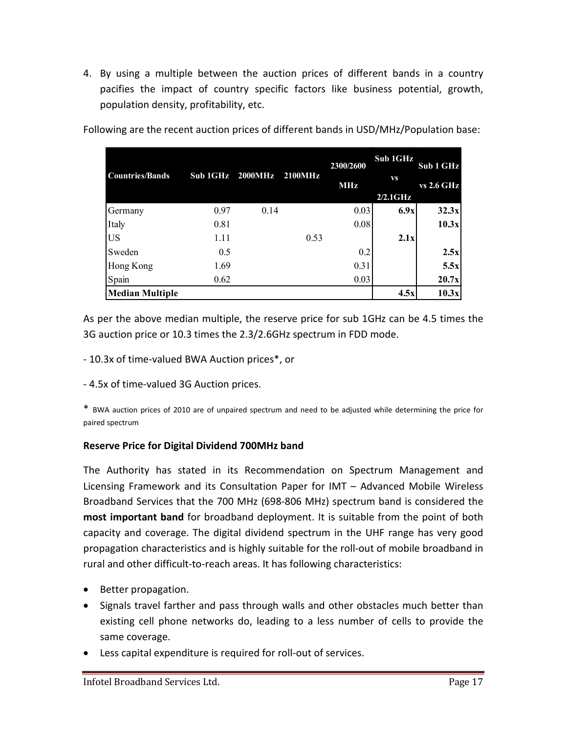4. By using a multiple between the auction prices of different bands in a country pacifies the impact of country specific factors like business potential, growth, population density, profitability, etc.

Following are the recent auction prices of different bands in USD/MHz/Population base:

| Countries/Bands | Sub 1GHz | 2000MHz | 2100MHz | 2300/2600 MHz | Sub 1GHz vs 2/2.1GHz | Sub 1 GHz vs 2.6 GHz |
|---|---|---|---|---|---|---|
| Germany | 0.97 | 0.14 | | 0.03 | **6.9x** | **32.3x** |
| Italy | 0.81 | | | 0.08 | | **10.3x** |
| US | 1.11 | | 0.53 | | **2.1x** | |
| Sweden | 0.5 | | | 0.2 | | **2.5x** |
| Hong Kong | 1.69 | | | 0.31 | | **5.5x** |
| Spain | 0.62 | | | 0.03 | | **20.7x** |
| **Median Multiple** | | | | | **4.5x** | **10.3x** |

As per the above median multiple, the reserve price for sub 1GHz can be 4.5 times the 3G auction price or 10.3 times the 2.3/2.6GHz spectrum in FDD mode.

- 10.3x of time-valued BWA Auction prices*, or

- 4.5x of time-valued 3G Auction prices.

* BWA auction prices of 2010 are of unpaired spectrum and need to be adjusted while determining the price for paired spectrum

**Reserve Price for Digital Dividend 700MHz band**

The Authority has stated in its Recommendation on Spectrum Management and Licensing Framework and its Consultation Paper for IMT – Advanced Mobile Wireless Broadband Services that the 700 MHz (698-806 MHz) spectrum band is considered the **most important band** for broadband deployment. It is suitable from the point of both capacity and coverage. The digital dividend spectrum in the UHF range has very good propagation characteristics and is highly suitable for the roll-out of mobile broadband in rural and other difficult-to-reach areas. It has following characteristics:

- Better propagation.
- Signals travel farther and pass through walls and other obstacles much better than existing cell phone networks do, leading to a less number of cells to provide the same coverage.
- Less capital expenditure is required for roll-out of services.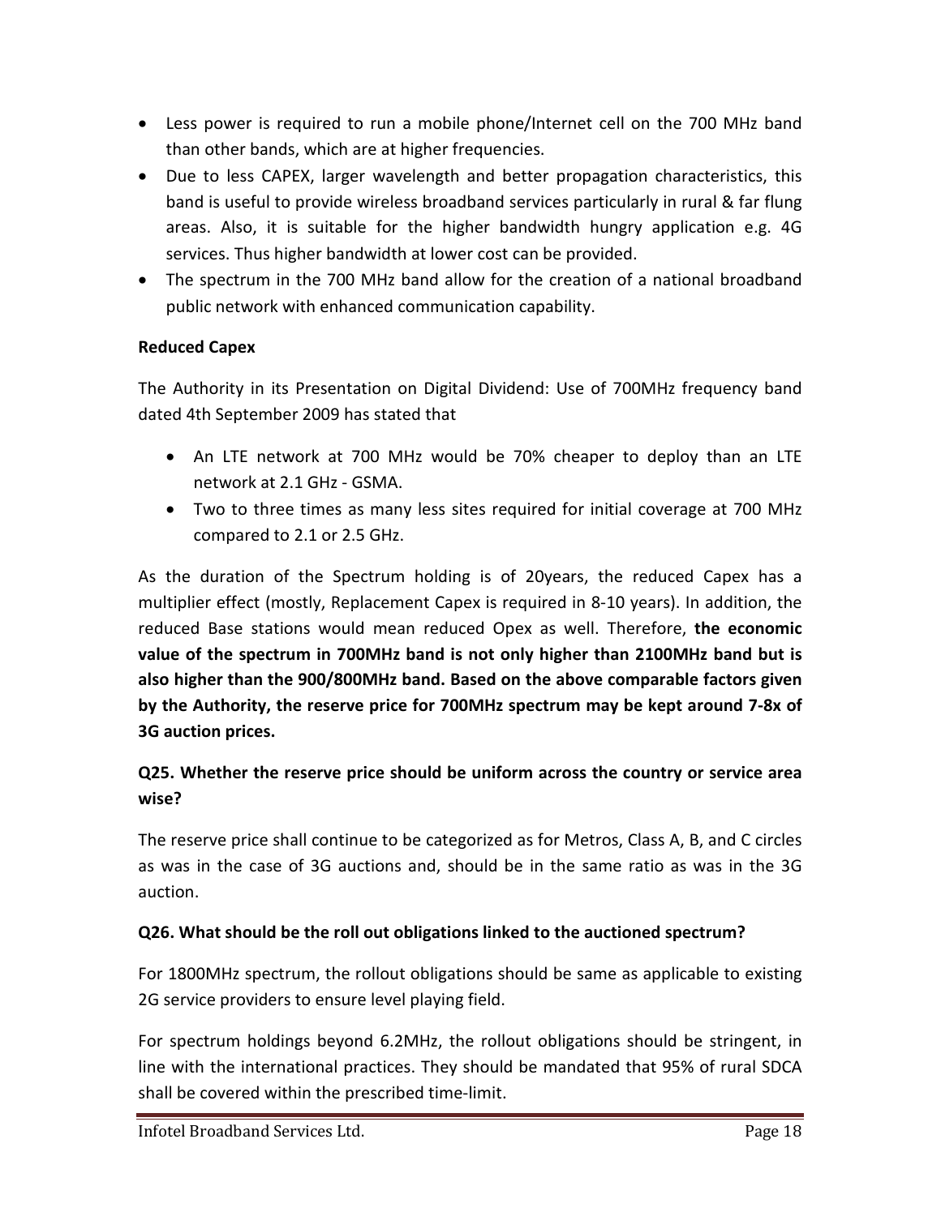- Less power is required to run a mobile phone/Internet cell on the 700 MHz band than other bands, which are at higher frequencies.
- Due to less CAPEX, larger wavelength and better propagation characteristics, this band is useful to provide wireless broadband services particularly in rural & far flung areas. Also, it is suitable for the higher bandwidth hungry application e.g. 4G services. Thus higher bandwidth at lower cost can be provided.
- The spectrum in the 700 MHz band allow for the creation of a national broadband public network with enhanced communication capability.

**Reduced Capex**

The Authority in its Presentation on Digital Dividend: Use of 700MHz frequency band dated 4th September 2009 has stated that

- An LTE network at 700 MHz would be 70% cheaper to deploy than an LTE network at 2.1 GHz - GSMA.
- Two to three times as many less sites required for initial coverage at 700 MHz compared to 2.1 or 2.5 GHz.

As the duration of the Spectrum holding is of 20years, the reduced Capex has a multiplier effect (mostly, Replacement Capex is required in 8-10 years). In addition, the reduced Base stations would mean reduced Opex as well. Therefore, **the economic value of the spectrum in 700MHz band is not only higher than 2100MHz band but is also higher than the 900/800MHz band. Based on the above comparable factors given by the Authority, the reserve price for 700MHz spectrum may be kept around 7-8x of 3G auction prices.**

**Q25. Whether the reserve price should be uniform across the country or service area wise?**

The reserve price shall continue to be categorized as for Metros, Class A, B, and C circles as was in the case of 3G auctions and, should be in the same ratio as was in the 3G auction.

**Q26. What should be the roll out obligations linked to the auctioned spectrum?**

For 1800MHz spectrum, the rollout obligations should be same as applicable to existing 2G service providers to ensure level playing field.

For spectrum holdings beyond 6.2MHz, the rollout obligations should be stringent, in line with the international practices. They should be mandated that 95% of rural SDCA shall be covered within the prescribed time-limit.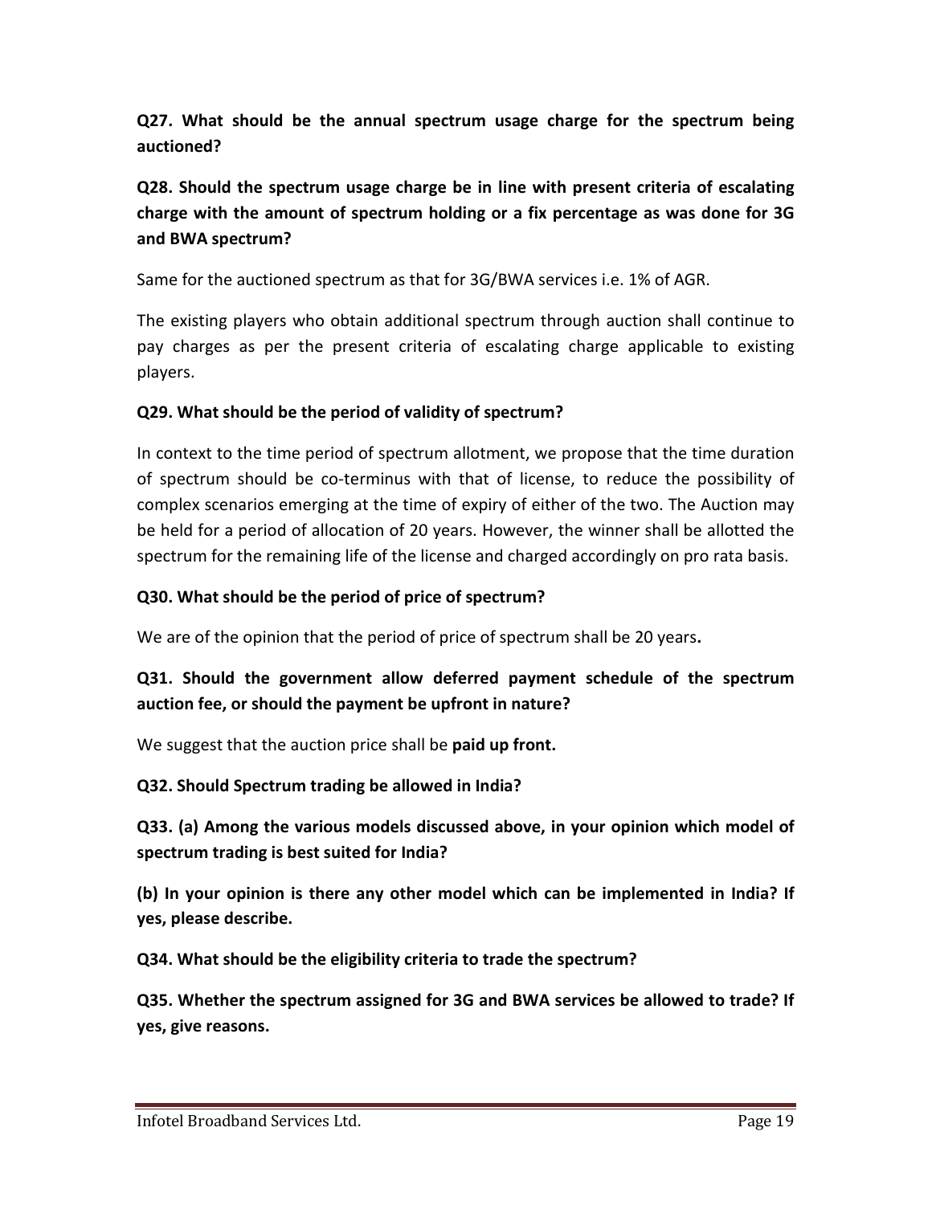**Q27. What should be the annual spectrum usage charge for the spectrum being auctioned?**

**Q28. Should the spectrum usage charge be in line with present criteria of escalating charge with the amount of spectrum holding or a fix percentage as was done for 3G and BWA spectrum?**

Same for the auctioned spectrum as that for 3G/BWA services i.e. 1% of AGR.

The existing players who obtain additional spectrum through auction shall continue to pay charges as per the present criteria of escalating charge applicable to existing players.

**Q29. What should be the period of validity of spectrum?**

In context to the time period of spectrum allotment, we propose that the time duration of spectrum should be co-terminus with that of license, to reduce the possibility of complex scenarios emerging at the time of expiry of either of the two. The Auction may be held for a period of allocation of 20 years. However, the winner shall be allotted the spectrum for the remaining life of the license and charged accordingly on pro rata basis.

**Q30. What should be the period of price of spectrum?**

We are of the opinion that the period of price of spectrum shall be 20 years**.**

**Q31. Should the government allow deferred payment schedule of the spectrum auction fee, or should the payment be upfront in nature?**

We suggest that the auction price shall be **paid up front.**

**Q32. Should Spectrum trading be allowed in India?**

**Q33. (a) Among the various models discussed above, in your opinion which model of spectrum trading is best suited for India?**

**(b) In your opinion is there any other model which can be implemented in India? If yes, please describe.**

**Q34. What should be the eligibility criteria to trade the spectrum?**

**Q35. Whether the spectrum assigned for 3G and BWA services be allowed to trade? If yes, give reasons.**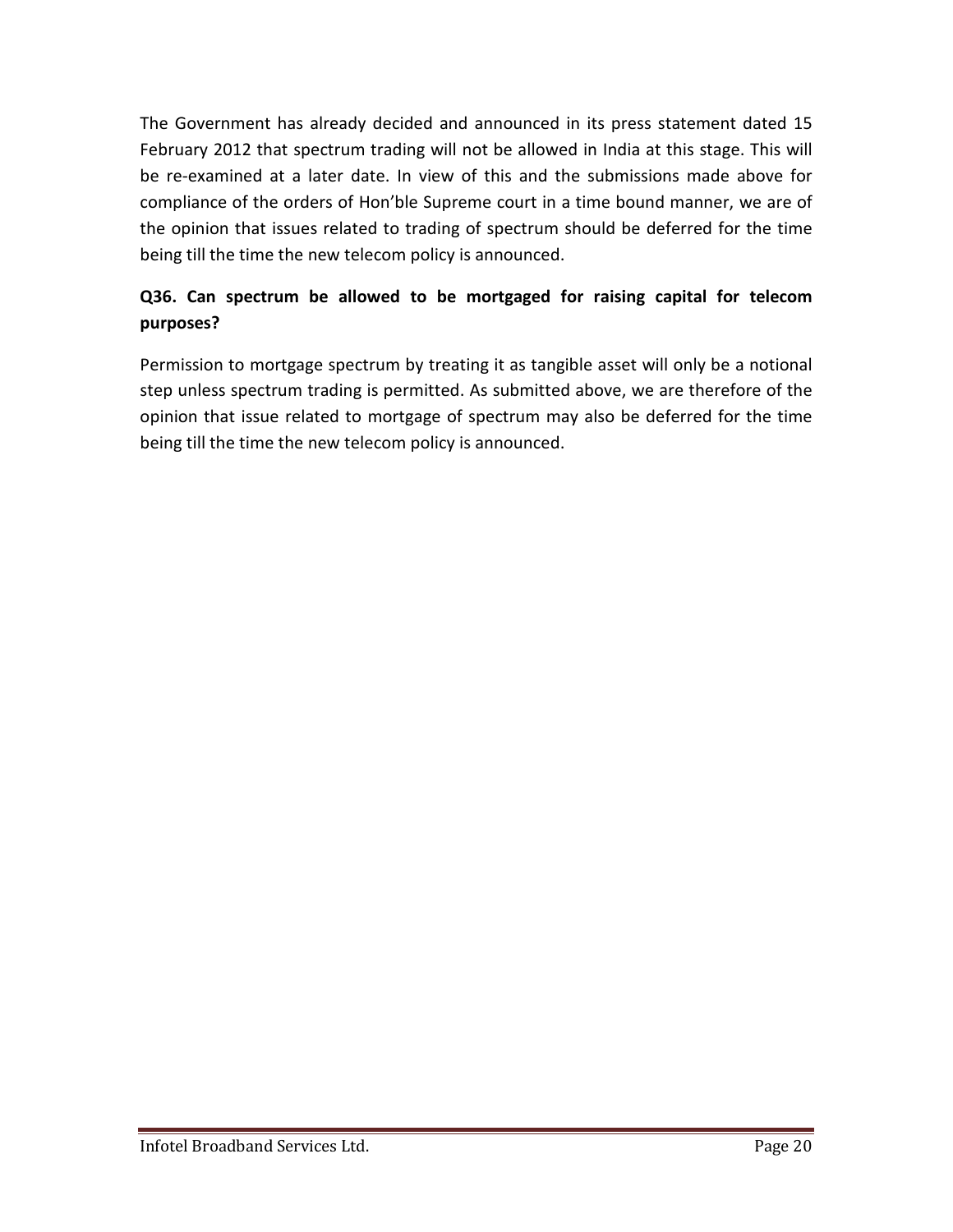The Government has already decided and announced in its press statement dated 15 February 2012 that spectrum trading will not be allowed in India at this stage. This will be re-examined at a later date. In view of this and the submissions made above for compliance of the orders of Hon'ble Supreme court in a time bound manner, we are of the opinion that issues related to trading of spectrum should be deferred for the time being till the time the new telecom policy is announced.

**Q36. Can spectrum be allowed to be mortgaged for raising capital for telecom purposes?**

Permission to mortgage spectrum by treating it as tangible asset will only be a notional step unless spectrum trading is permitted. As submitted above, we are therefore of the opinion that issue related to mortgage of spectrum may also be deferred for the time being till the time the new telecom policy is announced.